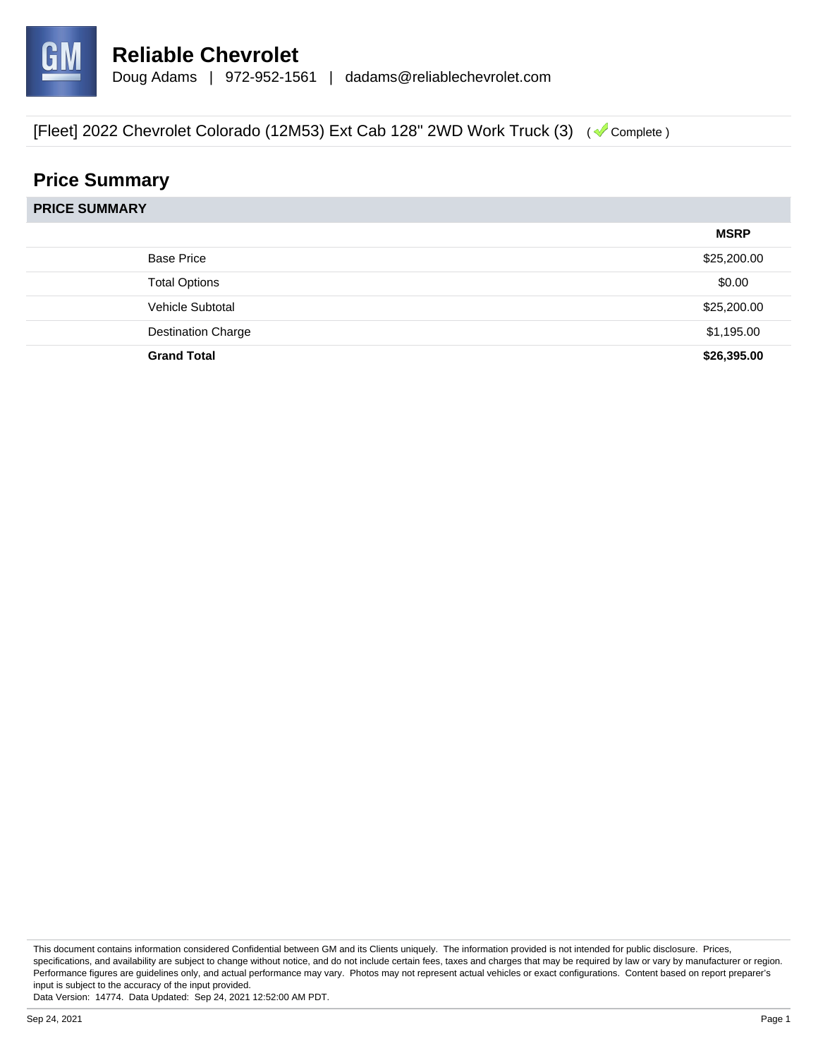# Reliable Chevrolet

Doug Adams | 972-952-1561 | dadams@reliablechevrolet.com

[Fleet] 2022 Chevrolet Colorado (12M53) Ext Cab 128" 2WD Work Truck (3) ( Complete )

## Price Summary

**PRICE SUMMARY**

| | MSRP |
|---|---|
| Base Price | $25,200.00 |
| Total Options | $0.00 |
| Vehicle Subtotal | $25,200.00 |
| Destination Charge | $1,195.00 |
| **Grand Total** | **$26,395.00** |

This document contains information considered Confidential between GM and its Clients uniquely. The information provided is not intended for public disclosure. Prices, specifications, and availability are subject to change without notice, and do not include certain fees, taxes and charges that may be required by law or vary by manufacturer or region. Performance figures are guidelines only, and actual performance may vary. Photos may not represent actual vehicles or exact configurations. Content based on report preparer's input is subject to the accuracy of the input provided.
Data Version: 14774. Data Updated: Sep 24, 2021 12:52:00 AM PDT.

Sep 24, 2021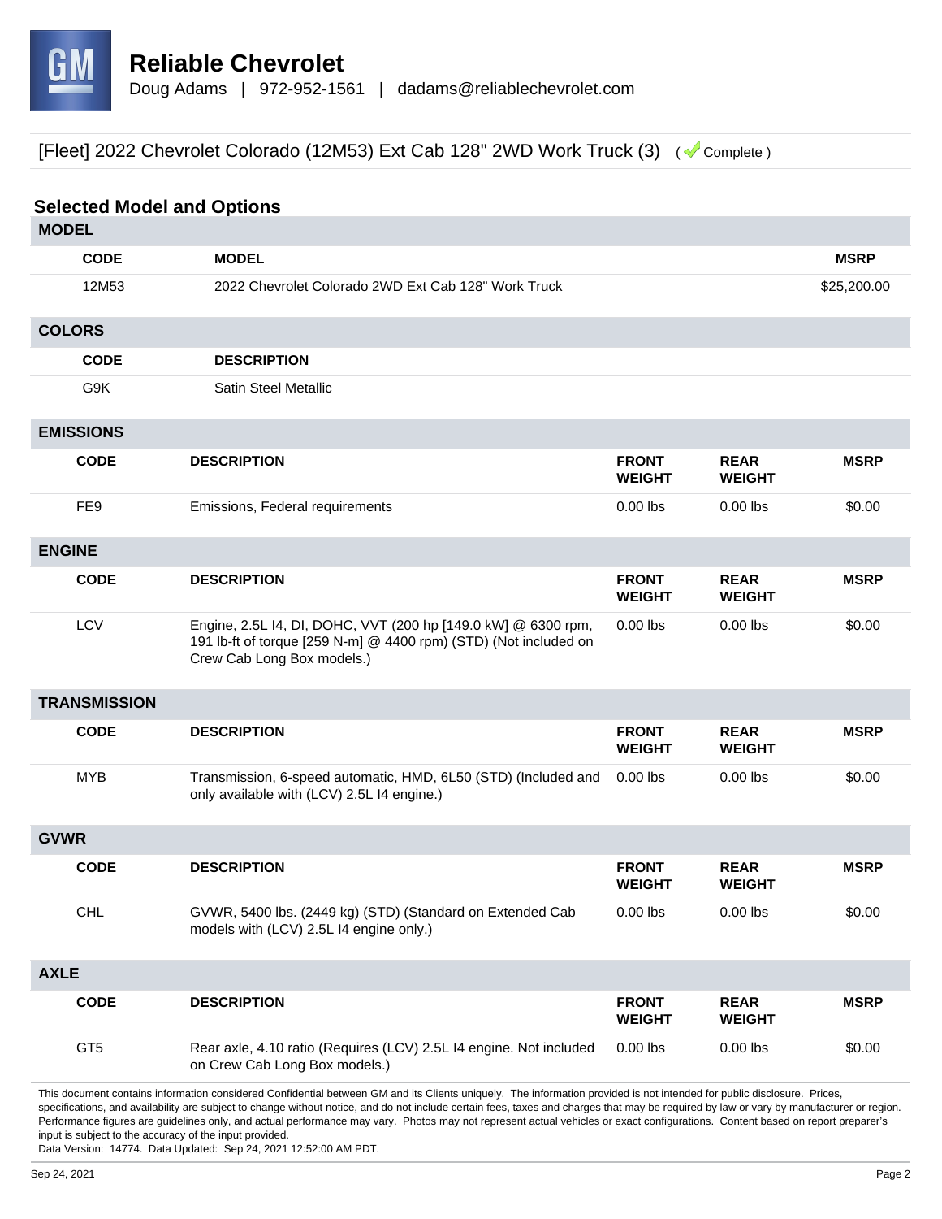# Reliable Chevrolet

Doug Adams | 972-952-1561 | dadams@reliablechevrolet.com

[Fleet] 2022 Chevrolet Colorado (12M53) Ext Cab 128" 2WD Work Truck (3) ( Complete )

## Selected Model and Options

### MODEL

| CODE | MODEL | MSRP |
|---|---|---|
| 12M53 | 2022 Chevrolet Colorado 2WD Ext Cab 128" Work Truck | $25,200.00 |

### COLORS

| CODE | DESCRIPTION |
|---|---|
| G9K | Satin Steel Metallic |

### EMISSIONS

| CODE | DESCRIPTION | FRONT WEIGHT | REAR WEIGHT | MSRP |
|---|---|---|---|---|
| FE9 | Emissions, Federal requirements | 0.00 lbs | 0.00 lbs | $0.00 |

### ENGINE

| CODE | DESCRIPTION | FRONT WEIGHT | REAR WEIGHT | MSRP |
|---|---|---|---|---|
| LCV | Engine, 2.5L I4, DI, DOHC, VVT (200 hp [149.0 kW] @ 6300 rpm, 191 lb-ft of torque [259 N-m] @ 4400 rpm) (STD) (Not included on Crew Cab Long Box models.) | 0.00 lbs | 0.00 lbs | $0.00 |

### TRANSMISSION

| CODE | DESCRIPTION | FRONT WEIGHT | REAR WEIGHT | MSRP |
|---|---|---|---|---|
| MYB | Transmission, 6-speed automatic, HMD, 6L50 (STD) (Included and only available with (LCV) 2.5L I4 engine.) | 0.00 lbs | 0.00 lbs | $0.00 |

### GVWR

| CODE | DESCRIPTION | FRONT WEIGHT | REAR WEIGHT | MSRP |
|---|---|---|---|---|
| CHL | GVWR, 5400 lbs. (2449 kg) (STD) (Standard on Extended Cab models with (LCV) 2.5L I4 engine only.) | 0.00 lbs | 0.00 lbs | $0.00 |

### AXLE

| CODE | DESCRIPTION | FRONT WEIGHT | REAR WEIGHT | MSRP |
|---|---|---|---|---|
| GT5 | Rear axle, 4.10 ratio (Requires (LCV) 2.5L I4 engine. Not included on Crew Cab Long Box models.) | 0.00 lbs | 0.00 lbs | $0.00 |

This document contains information considered Confidential between GM and its Clients uniquely. The information provided is not intended for public disclosure. Prices, specifications, and availability are subject to change without notice, and do not include certain fees, taxes and charges that may be required by law or vary by manufacturer or region. Performance figures are guidelines only, and actual performance may vary. Photos may not represent actual vehicles or exact configurations. Content based on report preparer's input is subject to the accuracy of the input provided.
Data Version: 14774. Data Updated: Sep 24, 2021 12:52:00 AM PDT.

Sep 24, 2021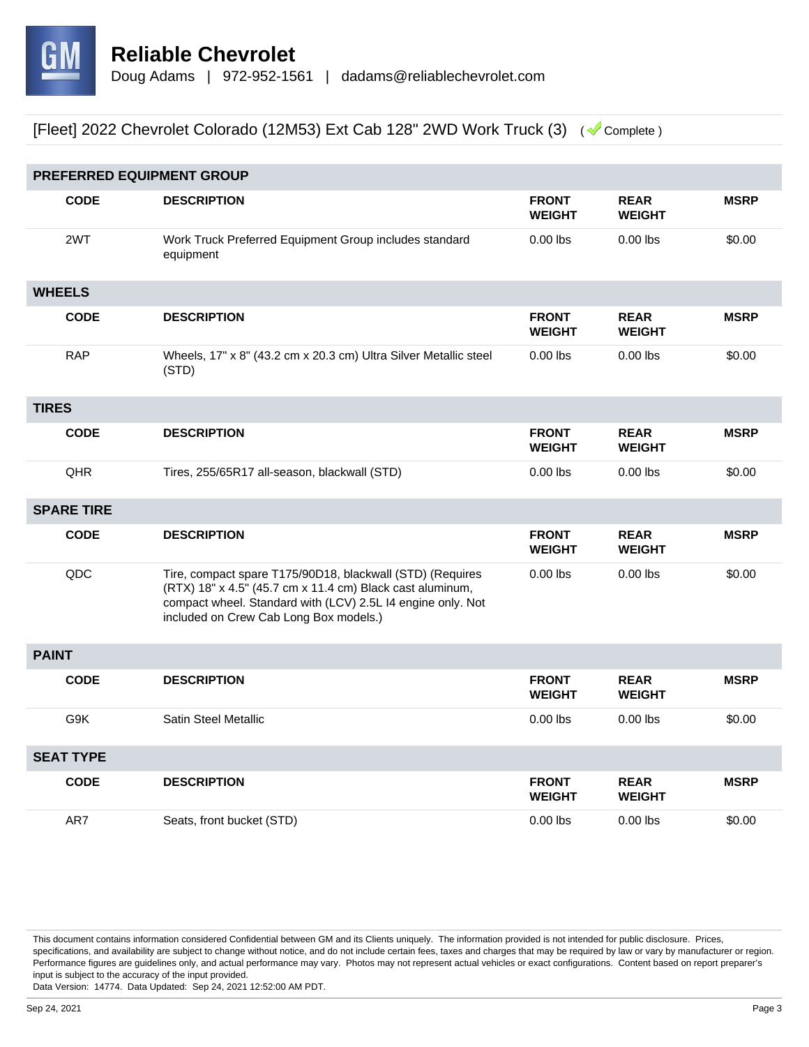# Reliable Chevrolet

Doug Adams | 972-952-1561 | dadams@reliablechevrolet.com

[Fleet] 2022 Chevrolet Colorado (12M53) Ext Cab 128" 2WD Work Truck (3) ( Complete )

## PREFERRED EQUIPMENT GROUP

| CODE | DESCRIPTION | FRONT WEIGHT | REAR WEIGHT | MSRP |
|---|---|---|---|---|
| 2WT | Work Truck Preferred Equipment Group includes standard equipment | 0.00 lbs | 0.00 lbs | $0.00 |

## WHEELS

| CODE | DESCRIPTION | FRONT WEIGHT | REAR WEIGHT | MSRP |
|---|---|---|---|---|
| RAP | Wheels, 17" x 8" (43.2 cm x 20.3 cm) Ultra Silver Metallic steel (STD) | 0.00 lbs | 0.00 lbs | $0.00 |

## TIRES

| CODE | DESCRIPTION | FRONT WEIGHT | REAR WEIGHT | MSRP |
|---|---|---|---|---|
| QHR | Tires, 255/65R17 all-season, blackwall (STD) | 0.00 lbs | 0.00 lbs | $0.00 |

## SPARE TIRE

| CODE | DESCRIPTION | FRONT WEIGHT | REAR WEIGHT | MSRP |
|---|---|---|---|---|
| QDC | Tire, compact spare T175/90D18, blackwall (STD) (Requires (RTX) 18" x 4.5" (45.7 cm x 11.4 cm) Black cast aluminum, compact wheel. Standard with (LCV) 2.5L I4 engine only. Not included on Crew Cab Long Box models.) | 0.00 lbs | 0.00 lbs | $0.00 |

## PAINT

| CODE | DESCRIPTION | FRONT WEIGHT | REAR WEIGHT | MSRP |
|---|---|---|---|---|
| G9K | Satin Steel Metallic | 0.00 lbs | 0.00 lbs | $0.00 |

## SEAT TYPE

| CODE | DESCRIPTION | FRONT WEIGHT | REAR WEIGHT | MSRP |
|---|---|---|---|---|
| AR7 | Seats, front bucket (STD) | 0.00 lbs | 0.00 lbs | $0.00 |

This document contains information considered Confidential between GM and its Clients uniquely. The information provided is not intended for public disclosure. Prices, specifications, and availability are subject to change without notice, and do not include certain fees, taxes and charges that may be required by law or vary by manufacturer or region. Performance figures are guidelines only, and actual performance may vary. Photos may not represent actual vehicles or exact configurations. Content based on report preparer's input is subject to the accuracy of the input provided.
Data Version: 14774. Data Updated: Sep 24, 2021 12:52:00 AM PDT.

Sep 24, 2021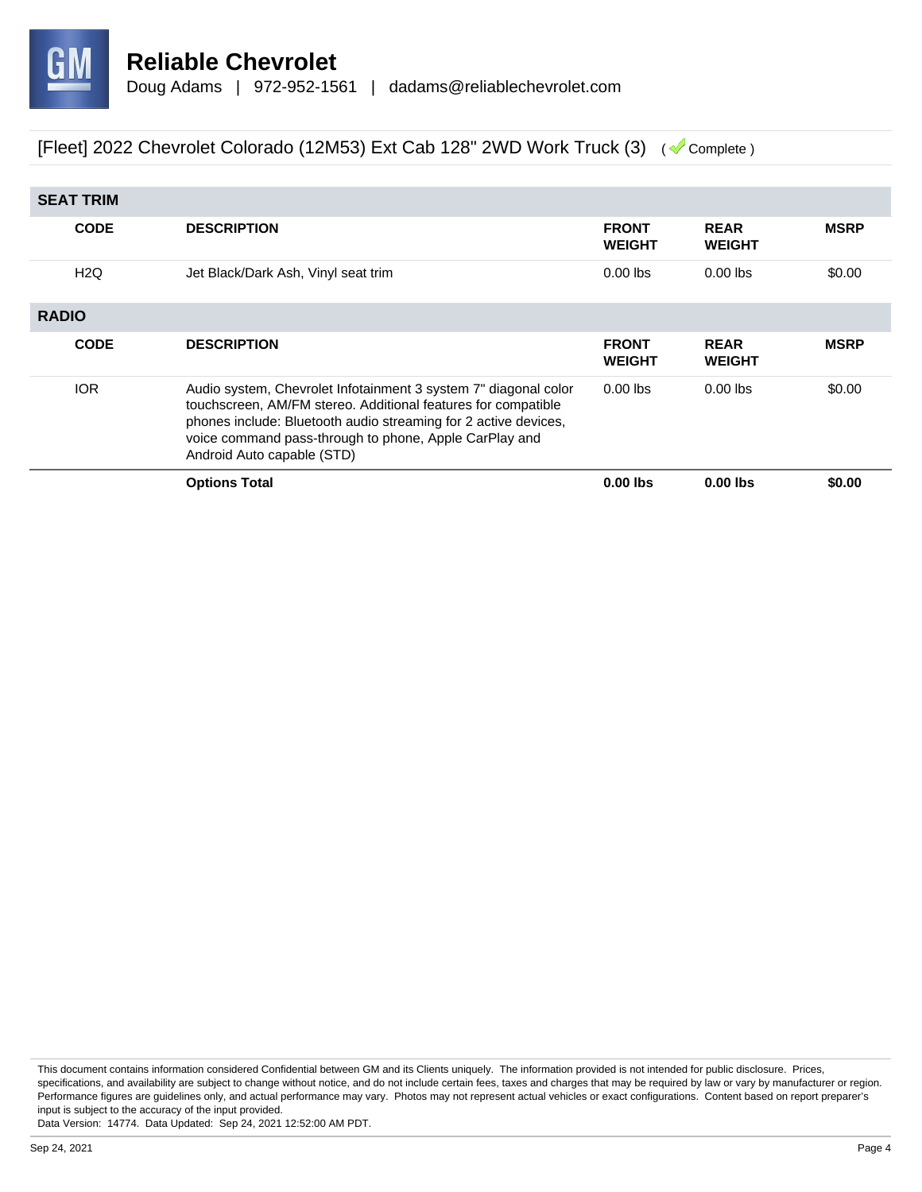# Reliable Chevrolet

Doug Adams | 972-952-1561 | dadams@reliablechevrolet.com

[Fleet] 2022 Chevrolet Colorado (12M53) Ext Cab 128" 2WD Work Truck (3) ( Complete )

## SEAT TRIM

| CODE | DESCRIPTION | FRONT WEIGHT | REAR WEIGHT | MSRP |
|---|---|---|---|---|
| H2Q | Jet Black/Dark Ash, Vinyl seat trim | 0.00 lbs | 0.00 lbs | $0.00 |

## RADIO

| CODE | DESCRIPTION | FRONT WEIGHT | REAR WEIGHT | MSRP |
|---|---|---|---|---|
| IOR | Audio system, Chevrolet Infotainment 3 system 7" diagonal color touchscreen, AM/FM stereo. Additional features for compatible phones include: Bluetooth audio streaming for 2 active devices, voice command pass-through to phone, Apple CarPlay and Android Auto capable (STD) | 0.00 lbs | 0.00 lbs | $0.00 |
| | **Options Total** | **0.00 lbs** | **0.00 lbs** | **$0.00** |

This document contains information considered Confidential between GM and its Clients uniquely. The information provided is not intended for public disclosure. Prices, specifications, and availability are subject to change without notice, and do not include certain fees, taxes and charges that may be required by law or vary by manufacturer or region. Performance figures are guidelines only, and actual performance may vary. Photos may not represent actual vehicles or exact configurations. Content based on report preparer's input is subject to the accuracy of the input provided.
Data Version: 14774. Data Updated: Sep 24, 2021 12:52:00 AM PDT.

Sep 24, 2021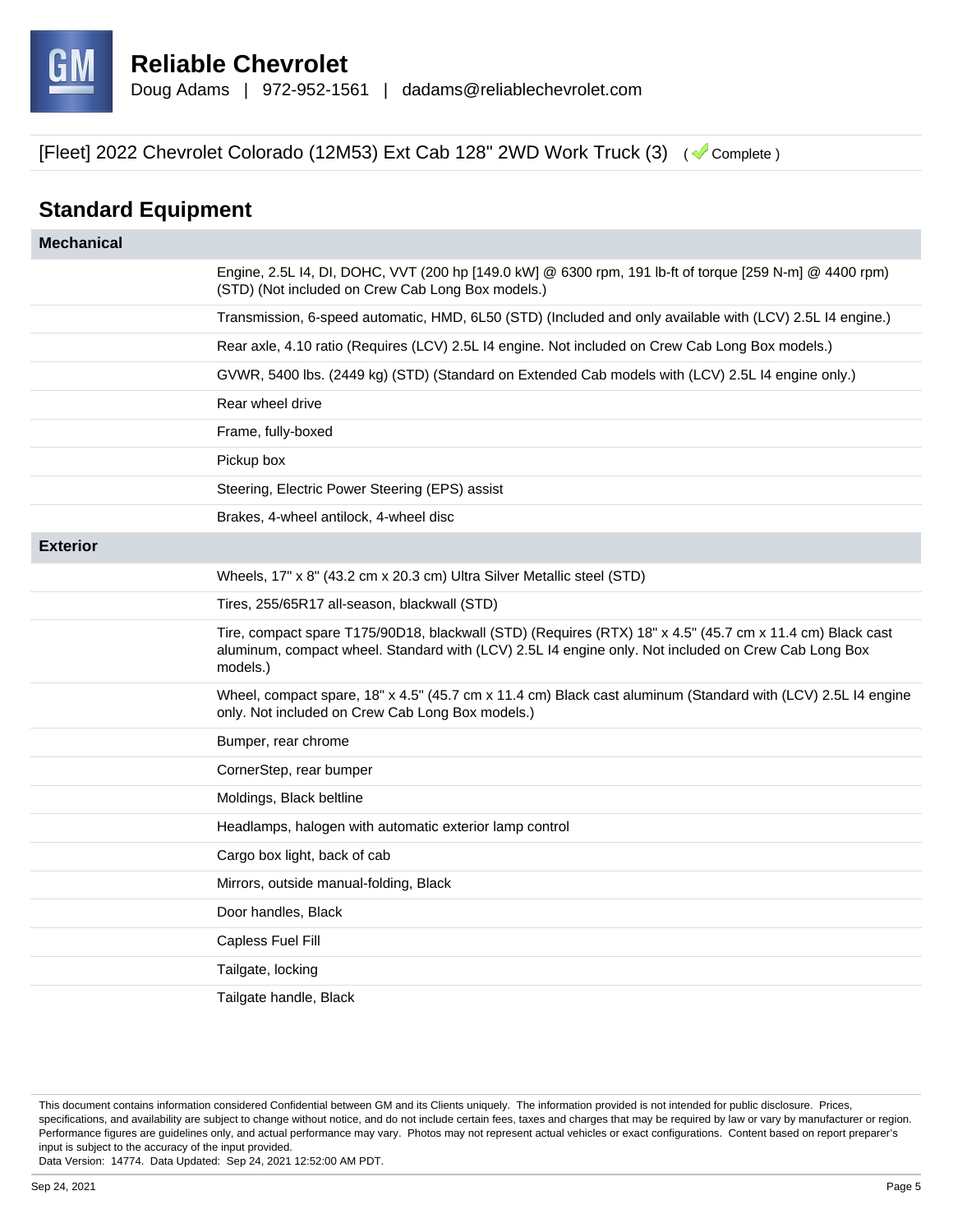**Reliable Chevrolet**
Doug Adams | 972-952-1561 | dadams@reliablechevrolet.com

[Fleet] 2022 Chevrolet Colorado (12M53) Ext Cab 128" 2WD Work Truck (3) ( Complete )

## Standard Equipment

| Mechanical | |
|---|---|
| | Engine, 2.5L I4, DI, DOHC, VVT (200 hp [149.0 kW] @ 6300 rpm, 191 lb-ft of torque [259 N-m] @ 4400 rpm) (STD) (Not included on Crew Cab Long Box models.) |
| | Transmission, 6-speed automatic, HMD, 6L50 (STD) (Included and only available with (LCV) 2.5L I4 engine.) |
| | Rear axle, 4.10 ratio (Requires (LCV) 2.5L I4 engine. Not included on Crew Cab Long Box models.) |
| | GVWR, 5400 lbs. (2449 kg) (STD) (Standard on Extended Cab models with (LCV) 2.5L I4 engine only.) |
| | Rear wheel drive |
| | Frame, fully-boxed |
| | Pickup box |
| | Steering, Electric Power Steering (EPS) assist |
| | Brakes, 4-wheel antilock, 4-wheel disc |
| **Exterior** | |
| | Wheels, 17" x 8" (43.2 cm x 20.3 cm) Ultra Silver Metallic steel (STD) |
| | Tires, 255/65R17 all-season, blackwall (STD) |
| | Tire, compact spare T175/90D18, blackwall (STD) (Requires (RTX) 18" x 4.5" (45.7 cm x 11.4 cm) Black cast aluminum, compact wheel. Standard with (LCV) 2.5L I4 engine only. Not included on Crew Cab Long Box models.) |
| | Wheel, compact spare, 18" x 4.5" (45.7 cm x 11.4 cm) Black cast aluminum (Standard with (LCV) 2.5L I4 engine only. Not included on Crew Cab Long Box models.) |
| | Bumper, rear chrome |
| | CornerStep, rear bumper |
| | Moldings, Black beltline |
| | Headlamps, halogen with automatic exterior lamp control |
| | Cargo box light, back of cab |
| | Mirrors, outside manual-folding, Black |
| | Door handles, Black |
| | Capless Fuel Fill |
| | Tailgate, locking |
| | Tailgate handle, Black |

This document contains information considered Confidential between GM and its Clients uniquely. The information provided is not intended for public disclosure. Prices, specifications, and availability are subject to change without notice, and do not include certain fees, taxes and charges that may be required by law or vary by manufacturer or region. Performance figures are guidelines only, and actual performance may vary. Photos may not represent actual vehicles or exact configurations. Content based on report preparer's input is subject to the accuracy of the input provided.
Data Version: 14774. Data Updated: Sep 24, 2021 12:52:00 AM PDT.

Sep 24, 2021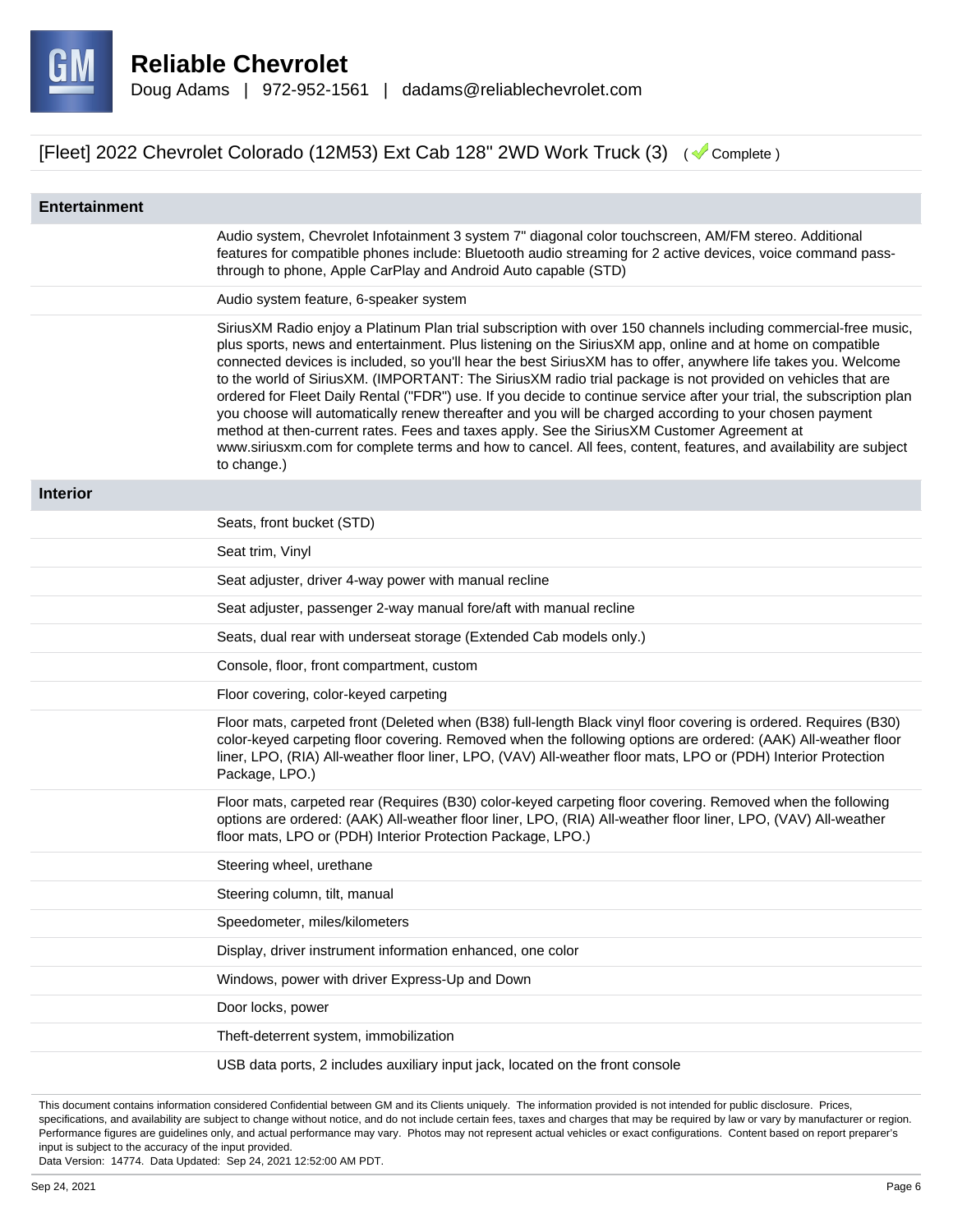**Reliable Chevrolet**
Doug Adams | 972-952-1561 | dadams@reliablechevrolet.com

[Fleet] 2022 Chevrolet Colorado (12M53) Ext Cab 128" 2WD Work Truck (3) ( Complete )

## Entertainment

Audio system, Chevrolet Infotainment 3 system 7" diagonal color touchscreen, AM/FM stereo. Additional features for compatible phones include: Bluetooth audio streaming for 2 active devices, voice command pass-through to phone, Apple CarPlay and Android Auto capable (STD)

Audio system feature, 6-speaker system

SiriusXM Radio enjoy a Platinum Plan trial subscription with over 150 channels including commercial-free music, plus sports, news and entertainment. Plus listening on the SiriusXM app, online and at home on compatible connected devices is included, so you'll hear the best SiriusXM has to offer, anywhere life takes you. Welcome to the world of SiriusXM. (IMPORTANT: The SiriusXM radio trial package is not provided on vehicles that are ordered for Fleet Daily Rental ("FDR") use. If you decide to continue service after your trial, the subscription plan you choose will automatically renew thereafter and you will be charged according to your chosen payment method at then-current rates. Fees and taxes apply. See the SiriusXM Customer Agreement at www.siriusxm.com for complete terms and how to cancel. All fees, content, features, and availability are subject to change.)

## Interior

Seats, front bucket (STD)

Seat trim, Vinyl

Seat adjuster, driver 4-way power with manual recline

Seat adjuster, passenger 2-way manual fore/aft with manual recline

Seats, dual rear with underseat storage (Extended Cab models only.)

Console, floor, front compartment, custom

Floor covering, color-keyed carpeting

Floor mats, carpeted front (Deleted when (B38) full-length Black vinyl floor covering is ordered. Requires (B30) color-keyed carpeting floor covering. Removed when the following options are ordered: (AAK) All-weather floor liner, LPO, (RIA) All-weather floor liner, LPO, (VAV) All-weather floor mats, LPO or (PDH) Interior Protection Package, LPO.)

Floor mats, carpeted rear (Requires (B30) color-keyed carpeting floor covering. Removed when the following options are ordered: (AAK) All-weather floor liner, LPO, (RIA) All-weather floor liner, LPO, (VAV) All-weather floor mats, LPO or (PDH) Interior Protection Package, LPO.)

Steering wheel, urethane

Steering column, tilt, manual

Speedometer, miles/kilometers

Display, driver instrument information enhanced, one color

Windows, power with driver Express-Up and Down

Door locks, power

Theft-deterrent system, immobilization

USB data ports, 2 includes auxiliary input jack, located on the front console

This document contains information considered Confidential between GM and its Clients uniquely. The information provided is not intended for public disclosure. Prices, specifications, and availability are subject to change without notice, and do not include certain fees, taxes and charges that may be required by law or vary by manufacturer or region. Performance figures are guidelines only, and actual performance may vary. Photos may not represent actual vehicles or exact configurations. Content based on report preparer's input is subject to the accuracy of the input provided.
Data Version: 14774. Data Updated: Sep 24, 2021 12:52:00 AM PDT.

Sep 24, 2021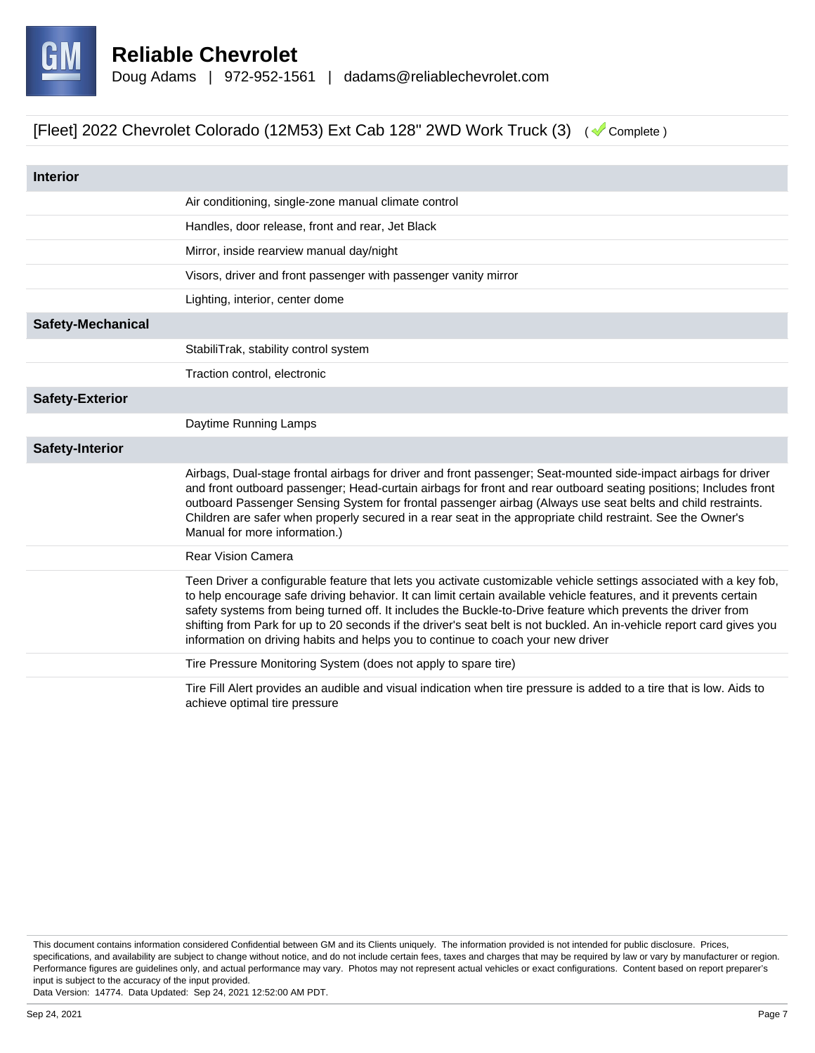# Reliable Chevrolet

Doug Adams | 972-952-1561 | dadams@reliablechevrolet.com

## [Fleet] 2022 Chevrolet Colorado (12M53) Ext Cab 128" 2WD Work Truck (3) ( Complete )

| Interior | |
|---|---|
| | Air conditioning, single-zone manual climate control |
| | Handles, door release, front and rear, Jet Black |
| | Mirror, inside rearview manual day/night |
| | Visors, driver and front passenger with passenger vanity mirror |
| | Lighting, interior, center dome |
| **Safety-Mechanical** | |
| | StabiliTrak, stability control system |
| | Traction control, electronic |
| **Safety-Exterior** | |
| | Daytime Running Lamps |
| **Safety-Interior** | |
| | Airbags, Dual-stage frontal airbags for driver and front passenger; Seat-mounted side-impact airbags for driver and front outboard passenger; Head-curtain airbags for front and rear outboard seating positions; Includes front outboard Passenger Sensing System for frontal passenger airbag (Always use seat belts and child restraints. Children are safer when properly secured in a rear seat in the appropriate child restraint. See the Owner's Manual for more information.) |
| | Rear Vision Camera |
| | Teen Driver a configurable feature that lets you activate customizable vehicle settings associated with a key fob, to help encourage safe driving behavior. It can limit certain available vehicle features, and it prevents certain safety systems from being turned off. It includes the Buckle-to-Drive feature which prevents the driver from shifting from Park for up to 20 seconds if the driver's seat belt is not buckled. An in-vehicle report card gives you information on driving habits and helps you to continue to coach your new driver |
| | Tire Pressure Monitoring System (does not apply to spare tire) |
| | Tire Fill Alert provides an audible and visual indication when tire pressure is added to a tire that is low. Aids to achieve optimal tire pressure |

This document contains information considered Confidential between GM and its Clients uniquely. The information provided is not intended for public disclosure. Prices, specifications, and availability are subject to change without notice, and do not include certain fees, taxes and charges that may be required by law or vary by manufacturer or region. Performance figures are guidelines only, and actual performance may vary. Photos may not represent actual vehicles or exact configurations. Content based on report preparer's input is subject to the accuracy of the input provided.
Data Version: 14774. Data Updated: Sep 24, 2021 12:52:00 AM PDT.

Sep 24, 2021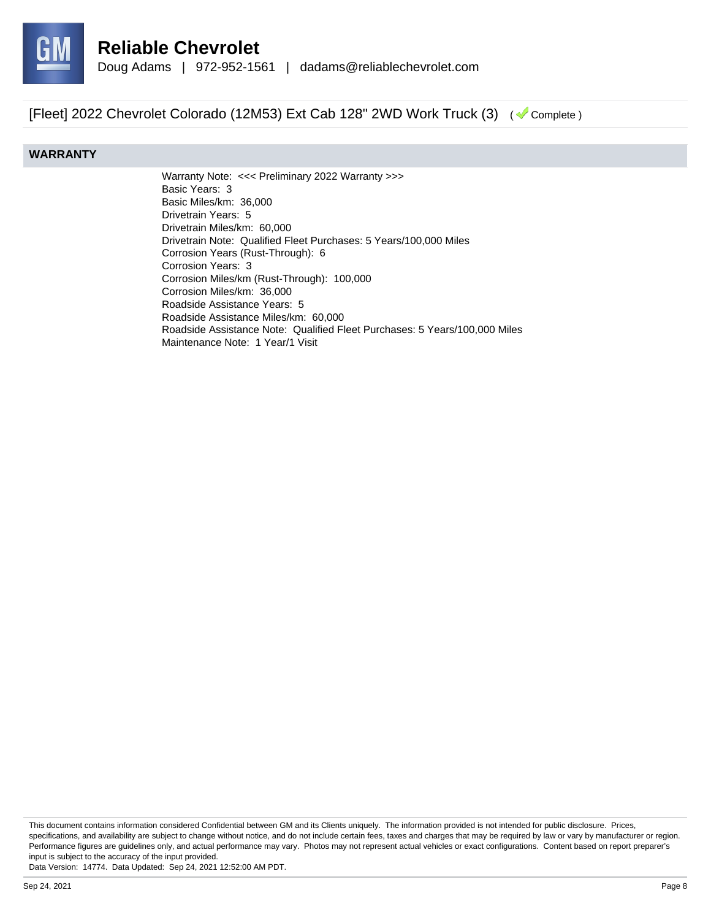# Reliable Chevrolet

Doug Adams | 972-952-1561 | dadams@reliablechevrolet.com

[Fleet] 2022 Chevrolet Colorado (12M53) Ext Cab 128" 2WD Work Truck (3) ( Complete )

## WARRANTY

Warranty Note: <<< Preliminary 2022 Warranty >>>
Basic Years: 3
Basic Miles/km: 36,000
Drivetrain Years: 5
Drivetrain Miles/km: 60,000
Drivetrain Note: Qualified Fleet Purchases: 5 Years/100,000 Miles
Corrosion Years (Rust-Through): 6
Corrosion Years: 3
Corrosion Miles/km (Rust-Through): 100,000
Corrosion Miles/km: 36,000
Roadside Assistance Years: 5
Roadside Assistance Miles/km: 60,000
Roadside Assistance Note: Qualified Fleet Purchases: 5 Years/100,000 Miles
Maintenance Note: 1 Year/1 Visit

This document contains information considered Confidential between GM and its Clients uniquely. The information provided is not intended for public disclosure. Prices, specifications, and availability are subject to change without notice, and do not include certain fees, taxes and charges that may be required by law or vary by manufacturer or region. Performance figures are guidelines only, and actual performance may vary. Photos may not represent actual vehicles or exact configurations. Content based on report preparer's input is subject to the accuracy of the input provided.
Data Version: 14774. Data Updated: Sep 24, 2021 12:52:00 AM PDT.

Sep 24, 2021